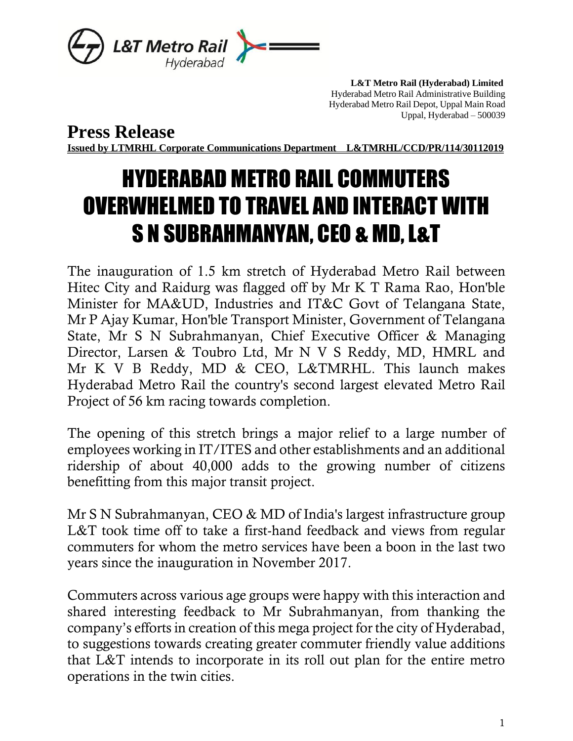L&T Metro Rail Hyderabad

**L&T Metro Rail (Hyderabad) Limited**
Hyderabad Metro Rail Administrative Building
Hyderabad Metro Rail Depot, Uppal Main Road
Uppal, Hyderabad – 500039

## Press Release

**Issued by LTMRHL Corporate Communications Department L&TMRHL/CCD/PR/114/30112019**

# HYDERABAD METRO RAIL COMMUTERS OVERWHELMED TO TRAVEL AND INTERACT WITH S N SUBRAHMANYAN, CEO & MD, L&T

The inauguration of 1.5 km stretch of Hyderabad Metro Rail between Hitec City and Raidurg was flagged off by Mr K T Rama Rao, Hon'ble Minister for MA&UD, Industries and IT&C Govt of Telangana State, Mr P Ajay Kumar, Hon'ble Transport Minister, Government of Telangana State, Mr S N Subrahmanyan, Chief Executive Officer & Managing Director, Larsen & Toubro Ltd, Mr N V S Reddy, MD, HMRL and Mr K V B Reddy, MD & CEO, L&TMRHL. This launch makes Hyderabad Metro Rail the country's second largest elevated Metro Rail Project of 56 km racing towards completion.

The opening of this stretch brings a major relief to a large number of employees working in IT/ITES and other establishments and an additional ridership of about 40,000 adds to the growing number of citizens benefitting from this major transit project.

Mr S N Subrahmanyan, CEO & MD of India's largest infrastructure group L&T took time off to take a first-hand feedback and views from regular commuters for whom the metro services have been a boon in the last two years since the inauguration in November 2017.

Commuters across various age groups were happy with this interaction and shared interesting feedback to Mr Subrahmanyan, from thanking the company's efforts in creation of this mega project for the city of Hyderabad, to suggestions towards creating greater commuter friendly value additions that L&T intends to incorporate in its roll out plan for the entire metro operations in the twin cities.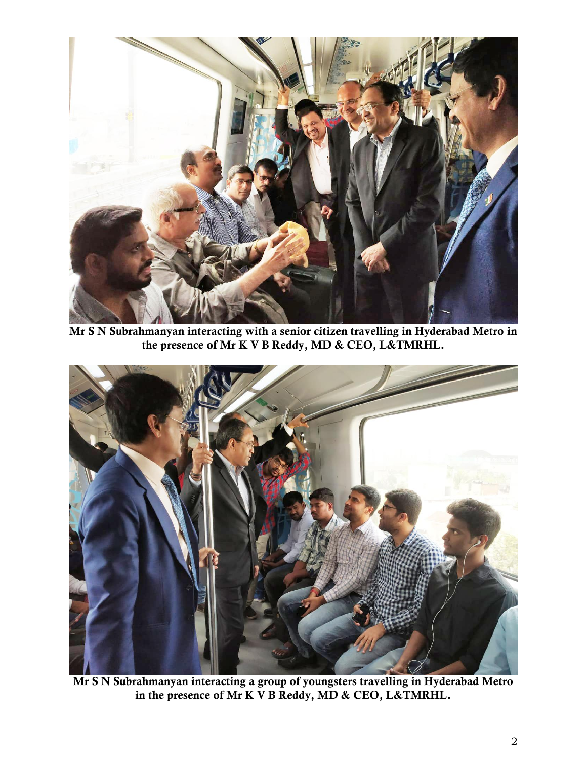**Mr S N Subrahmanyan interacting with a senior citizen travelling in Hyderabad Metro in the presence of Mr K V B Reddy, MD & CEO, L&TMRHL.**

**Mr S N Subrahmanyan interacting a group of youngsters travelling in Hyderabad Metro in the presence of Mr K V B Reddy, MD & CEO, L&TMRHL.**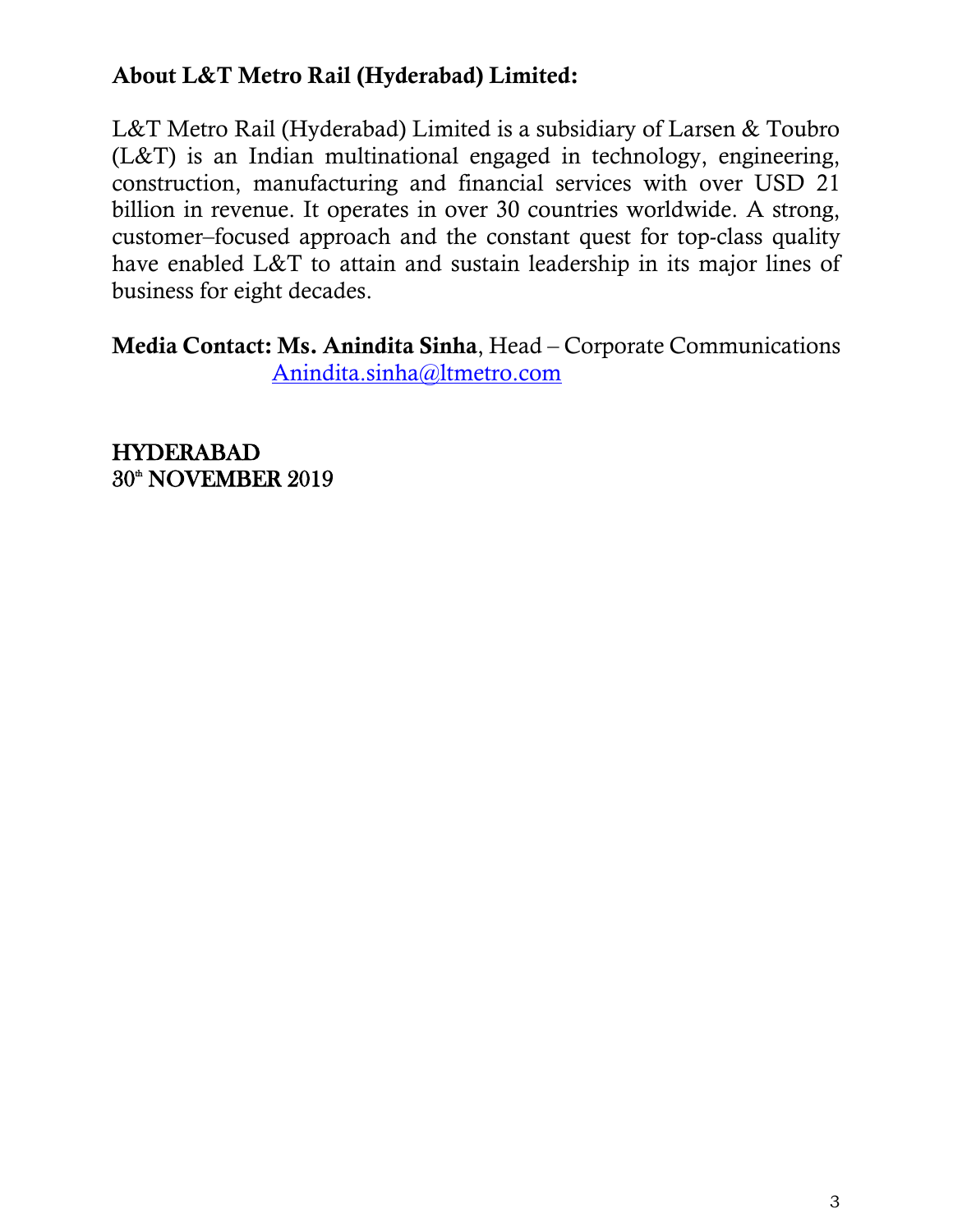**About L&T Metro Rail (Hyderabad) Limited:**

L&T Metro Rail (Hyderabad) Limited is a subsidiary of Larsen & Toubro (L&T) is an Indian multinational engaged in technology, engineering, construction, manufacturing and financial services with over USD 21 billion in revenue. It operates in over 30 countries worldwide. A strong, customer–focused approach and the constant quest for top-class quality have enabled L&T to attain and sustain leadership in its major lines of business for eight decades.

**Media Contact: Ms. Anindita Sinha**, Head – Corporate Communications
Anindita.sinha@ltmetro.com

**HYDERABAD**
**30th NOVEMBER 2019**